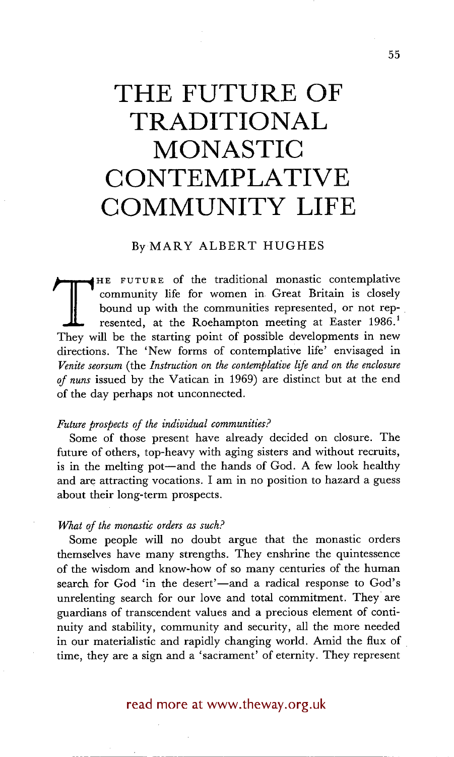# THE FUTURE OF TRADITIONAL MONASTIC CONTEMPLATIVE COMMUNITY LIFE

By MARY ALBERT HUGHES

THE FUTURE of the traditional monastic contemplative community life for women in Great Britain is closely bound up with the communities represented, or not represented, at the Roehampton meeting at Easter 1986.[1] They will be the starting point of possible developments in new directions. The 'New forms of contemplative life' envisaged in *Venite seorsum* (the *Instruction on the contemplative life and on the enclosure of nuns* issued by the Vatican in 1969) are distinct but at the end of the day perhaps not unconnected.

*Future prospects of the individual communities?*

Some of those present have already decided on closure. The future of others, top-heavy with aging sisters and without recruits, is in the melting pot—and the hands of God. A few look healthy and are attracting vocations. I am in no position to hazard a guess about their long-term prospects.

*What of the monastic orders as such?*

Some people will no doubt argue that the monastic orders themselves have many strengths. They enshrine the quintessence of the wisdom and know-how of so many centuries of the human search for God 'in the desert'—and a radical response to God's unrelenting search for our love and total commitment. They are guardians of transcendent values and a precious element of continuity and stability, community and security, all the more needed in our materialistic and rapidly changing world. Amid the flux of time, they are a sign and a 'sacrament' of eternity. They represent

read more at www.theway.org.uk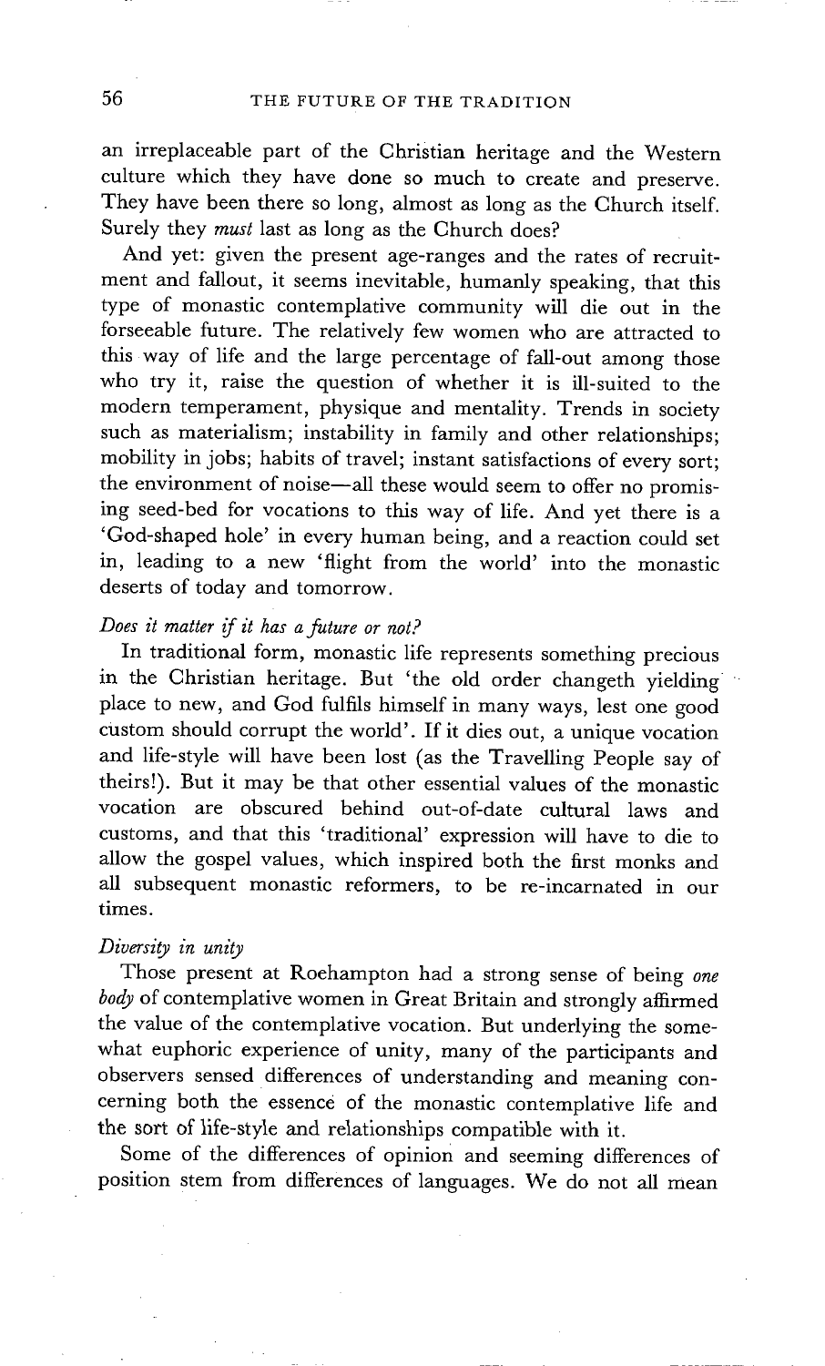an irreplaceable part of the Christian heritage and the Western culture which they have done so much to create and preserve. They have been there so long, almost as long as the Church itself. Surely they *must* last as long as the Church does?

And yet: given the present age-ranges and the rates of recruitment and fallout, it seems inevitable, humanly speaking, that this type of monastic contemplative community will die out in the forseeable future. The relatively few women who are attracted to this way of life and the large percentage of fall-out among those who try it, raise the question of whether it is ill-suited to the modern temperament, physique and mentality. Trends in society such as materialism; instability in family and other relationships; mobility in jobs; habits of travel; instant satisfactions of every sort; the environment of noise—all these would seem to offer no promising seed-bed for vocations to this way of life. And yet there is a 'God-shaped hole' in every human being, and a reaction could set in, leading to a new 'flight from the world' into the monastic deserts of today and tomorrow.

*Does it matter if it has a future or not?*

In traditional form, monastic life represents something precious in the Christian heritage. But 'the old order changeth yielding place to new, and God fulfils himself in many ways, lest one good custom should corrupt the world'. If it dies out, a unique vocation and life-style will have been lost (as the Travelling People say of theirs!). But it may be that other essential values of the monastic vocation are obscured behind out-of-date cultural laws and customs, and that this 'traditional' expression will have to die to allow the gospel values, which inspired both the first monks and all subsequent monastic reformers, to be re-incarnated in our times.

*Diversity in unity*

Those present at Roehampton had a strong sense of being *one body* of contemplative women in Great Britain and strongly affirmed the value of the contemplative vocation. But underlying the somewhat euphoric experience of unity, many of the participants and observers sensed differences of understanding and meaning concerning both the essence of the monastic contemplative life and the sort of life-style and relationships compatible with it.

Some of the differences of opinion and seeming differences of position stem from differences of languages. We do not all mean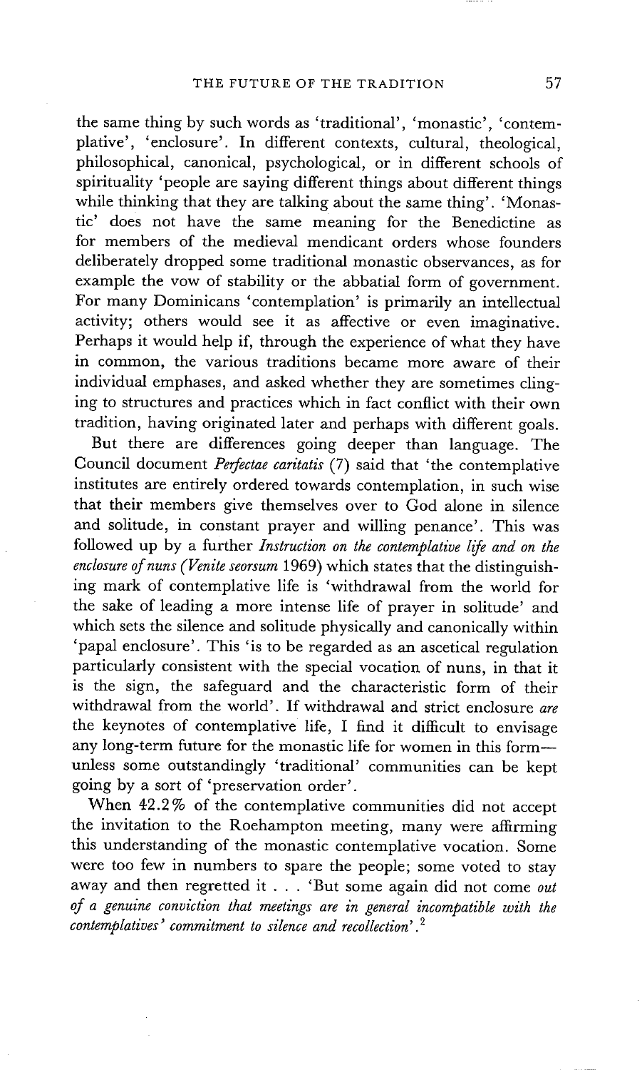the same thing by such words as 'traditional', 'monastic', 'contemplative', 'enclosure'. In different contexts, cultural, theological, philosophical, canonical, psychological, or in different schools of spirituality 'people are saying different things about different things while thinking that they are talking about the same thing'. 'Monastic' does not have the same meaning for the Benedictine as for members of the medieval mendicant orders whose founders deliberately dropped some traditional monastic observances, as for example the vow of stability or the abbatial form of government. For many Dominicans 'contemplation' is primarily an intellectual activity; others would see it as affective or even imaginative. Perhaps it would help if, through the experience of what they have in common, the various traditions became more aware of their individual emphases, and asked whether they are sometimes clinging to structures and practices which in fact conflict with their own tradition, having originated later and perhaps with different goals.

But there are differences going deeper than language. The Council document *Perfectae caritatis* (7) said that 'the contemplative institutes are entirely ordered towards contemplation, in such wise that their members give themselves over to God alone in silence and solitude, in constant prayer and willing penance'. This was followed up by a further *Instruction on the contemplative life and on the enclosure of nuns (Venite seorsum* 1969) which states that the distinguishing mark of contemplative life is 'withdrawal from the world for the sake of leading a more intense life of prayer in solitude' and which sets the silence and solitude physically and canonically within 'papal enclosure'. This 'is to be regarded as an ascetical regulation particularly consistent with the special vocation of nuns, in that it is the sign, the safeguard and the characteristic form of their withdrawal from the world'. If withdrawal and strict enclosure *are* the keynotes of contemplative life, I find it difficult to envisage any long-term future for the monastic life for women in this form—unless some outstandingly 'traditional' communities can be kept going by a sort of 'preservation order'.

When 42.2% of the contemplative communities did not accept the invitation to the Roehampton meeting, many were affirming this understanding of the monastic contemplative vocation. Some were too few in numbers to spare the people; some voted to stay away and then regretted it . . . 'But some again did not come *out of a genuine conviction that meetings are in general incompatible with the contemplatives' commitment to silence and recollection*'.[2]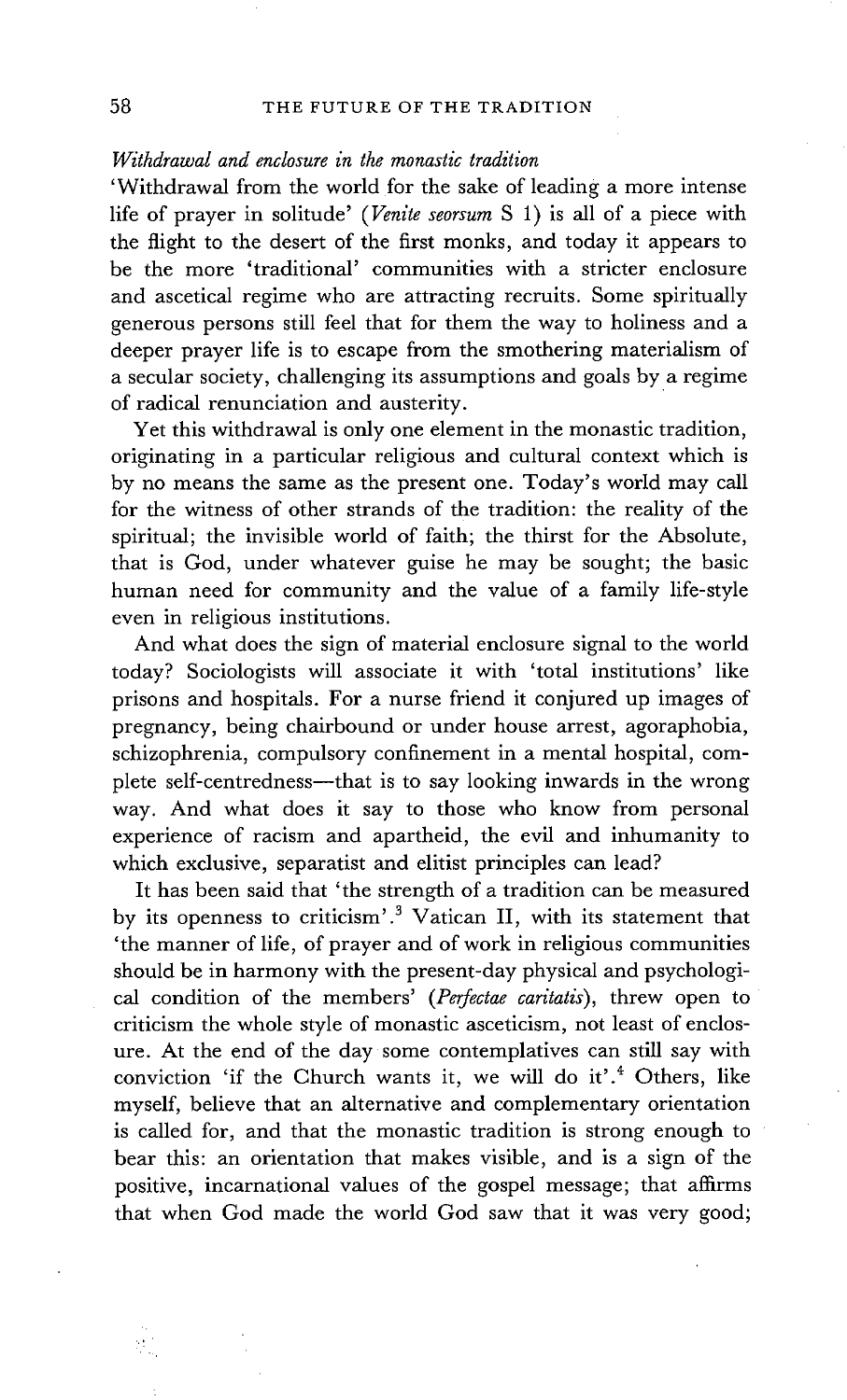*Withdrawal and enclosure in the monastic tradition*

'Withdrawal from the world for the sake of leading a more intense life of prayer in solitude' (*Venite seorsum* S 1) is all of a piece with the flight to the desert of the first monks, and today it appears to be the more 'traditional' communities with a stricter enclosure and ascetical regime who are attracting recruits. Some spiritually generous persons still feel that for them the way to holiness and a deeper prayer life is to escape from the smothering materialism of a secular society, challenging its assumptions and goals by a regime of radical renunciation and austerity.

Yet this withdrawal is only one element in the monastic tradition, originating in a particular religious and cultural context which is by no means the same as the present one. Today's world may call for the witness of other strands of the tradition: the reality of the spiritual; the invisible world of faith; the thirst for the Absolute, that is God, under whatever guise he may be sought; the basic human need for community and the value of a family life-style even in religious institutions.

And what does the sign of material enclosure signal to the world today? Sociologists will associate it with 'total institutions' like prisons and hospitals. For a nurse friend it conjured up images of pregnancy, being chairbound or under house arrest, agoraphobia, schizophrenia, compulsory confinement in a mental hospital, complete self-centredness—that is to say looking inwards in the wrong way. And what does it say to those who know from personal experience of racism and apartheid, the evil and inhumanity to which exclusive, separatist and elitist principles can lead?

It has been said that 'the strength of a tradition can be measured by its openness to criticism'.[3] Vatican II, with its statement that 'the manner of life, of prayer and of work in religious communities should be in harmony with the present-day physical and psychological condition of the members' (*Perfectae caritatis*), threw open to criticism the whole style of monastic asceticism, not least of enclosure. At the end of the day some contemplatives can still say with conviction 'if the Church wants it, we will do it'.[4] Others, like myself, believe that an alternative and complementary orientation is called for, and that the monastic tradition is strong enough to bear this: an orientation that makes visible, and is a sign of the positive, incarnational values of the gospel message; that affirms that when God made the world God saw that it was very good;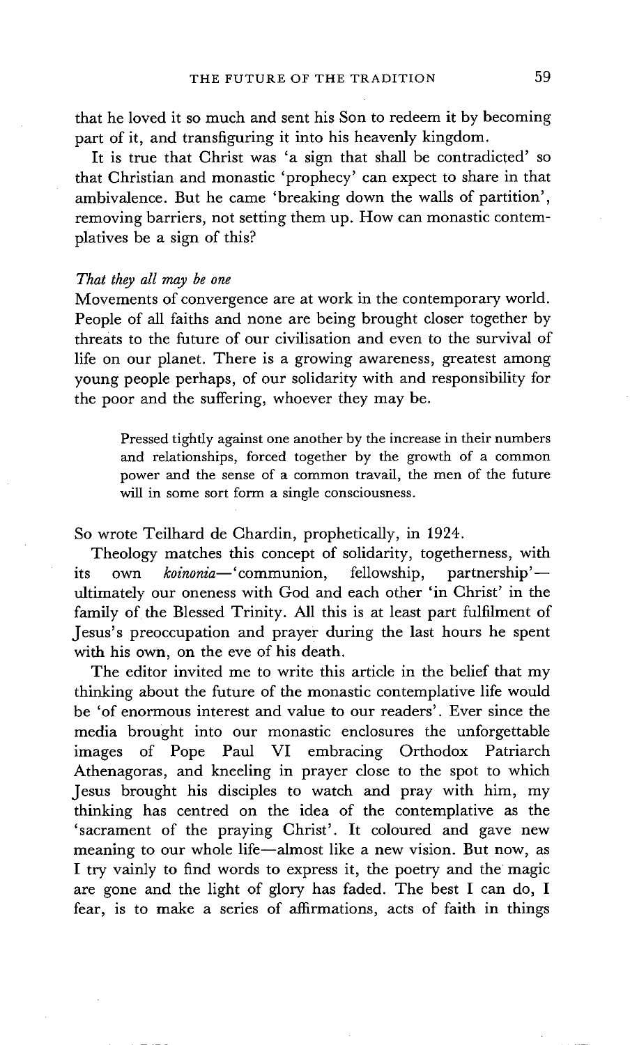that he loved it so much and sent his Son to redeem it by becoming part of it, and transfiguring it into his heavenly kingdom.

It is true that Christ was 'a sign that shall be contradicted' so that Christian and monastic 'prophecy' can expect to share in that ambivalence. But he came 'breaking down the walls of partition', removing barriers, not setting them up. How can monastic contemplatives be a sign of this?

### *That they all may be one*

Movements of convergence are at work in the contemporary world. People of all faiths and none are being brought closer together by threats to the future of our civilisation and even to the survival of life on our planet. There is a growing awareness, greatest among young people perhaps, of our solidarity with and responsibility for the poor and the suffering, whoever they may be.

> Pressed tightly against one another by the increase in their numbers and relationships, forced together by the growth of a common power and the sense of a common travail, the men of the future will in some sort form a single consciousness.

So wrote Teilhard de Chardin, prophetically, in 1924.

Theology matches this concept of solidarity, togetherness, with its own *koinonia*—'communion, fellowship, partnership'—ultimately our oneness with God and each other 'in Christ' in the family of the Blessed Trinity. All this is at least part fulfilment of Jesus's preoccupation and prayer during the last hours he spent with his own, on the eve of his death.

The editor invited me to write this article in the belief that my thinking about the future of the monastic contemplative life would be 'of enormous interest and value to our readers'. Ever since the media brought into our monastic enclosures the unforgettable images of Pope Paul VI embracing Orthodox Patriarch Athenagoras, and kneeling in prayer close to the spot to which Jesus brought his disciples to watch and pray with him, my thinking has centred on the idea of the contemplative as the 'sacrament of the praying Christ'. It coloured and gave new meaning to our whole life—almost like a new vision. But now, as I try vainly to find words to express it, the poetry and the magic are gone and the light of glory has faded. The best I can do, I fear, is to make a series of affirmations, acts of faith in things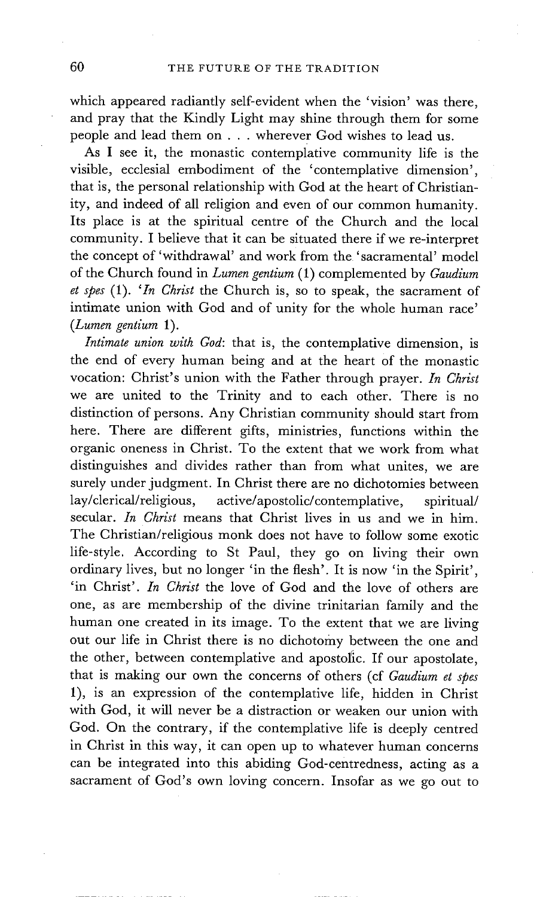which appeared radiantly self-evident when the 'vision' was there, and pray that the Kindly Light may shine through them for some people and lead them on . . . wherever God wishes to lead us.

As I see it, the monastic contemplative community life is the visible, ecclesial embodiment of the 'contemplative dimension', that is, the personal relationship with God at the heart of Christianity, and indeed of all religion and even of our common humanity. Its place is at the spiritual centre of the Church and the local community. I believe that it can be situated there if we re-interpret the concept of 'withdrawal' and work from the 'sacramental' model of the Church found in *Lumen gentium* (1) complemented by *Gaudium et spes* (1). '*In Christ* the Church is, so to speak, the sacrament of intimate union with God and of unity for the whole human race' (*Lumen gentium* 1).

*Intimate union with God*: that is, the contemplative dimension, is the end of every human being and at the heart of the monastic vocation: Christ's union with the Father through prayer. *In Christ* we are united to the Trinity and to each other. There is no distinction of persons. Any Christian community should start from here. There are different gifts, ministries, functions within the organic oneness in Christ. To the extent that we work from what distinguishes and divides rather than from what unites, we are surely under judgment. In Christ there are no dichotomies between lay/clerical/religious, active/apostolic/contemplative, spiritual/secular. *In Christ* means that Christ lives in us and we in him. The Christian/religious monk does not have to follow some exotic life-style. According to St Paul, they go on living their own ordinary lives, but no longer 'in the flesh'. It is now 'in the Spirit', 'in Christ'. *In Christ* the love of God and the love of others are one, as are membership of the divine trinitarian family and the human one created in its image. To the extent that we are living out our life in Christ there is no dichotomy between the one and the other, between contemplative and apostolic. If our apostolate, that is making our own the concerns of others (cf *Gaudium et spes* 1), is an expression of the contemplative life, hidden in Christ with God, it will never be a distraction or weaken our union with God. On the contrary, if the contemplative life is deeply centred in Christ in this way, it can open up to whatever human concerns can be integrated into this abiding God-centredness, acting as a sacrament of God's own loving concern. Insofar as we go out to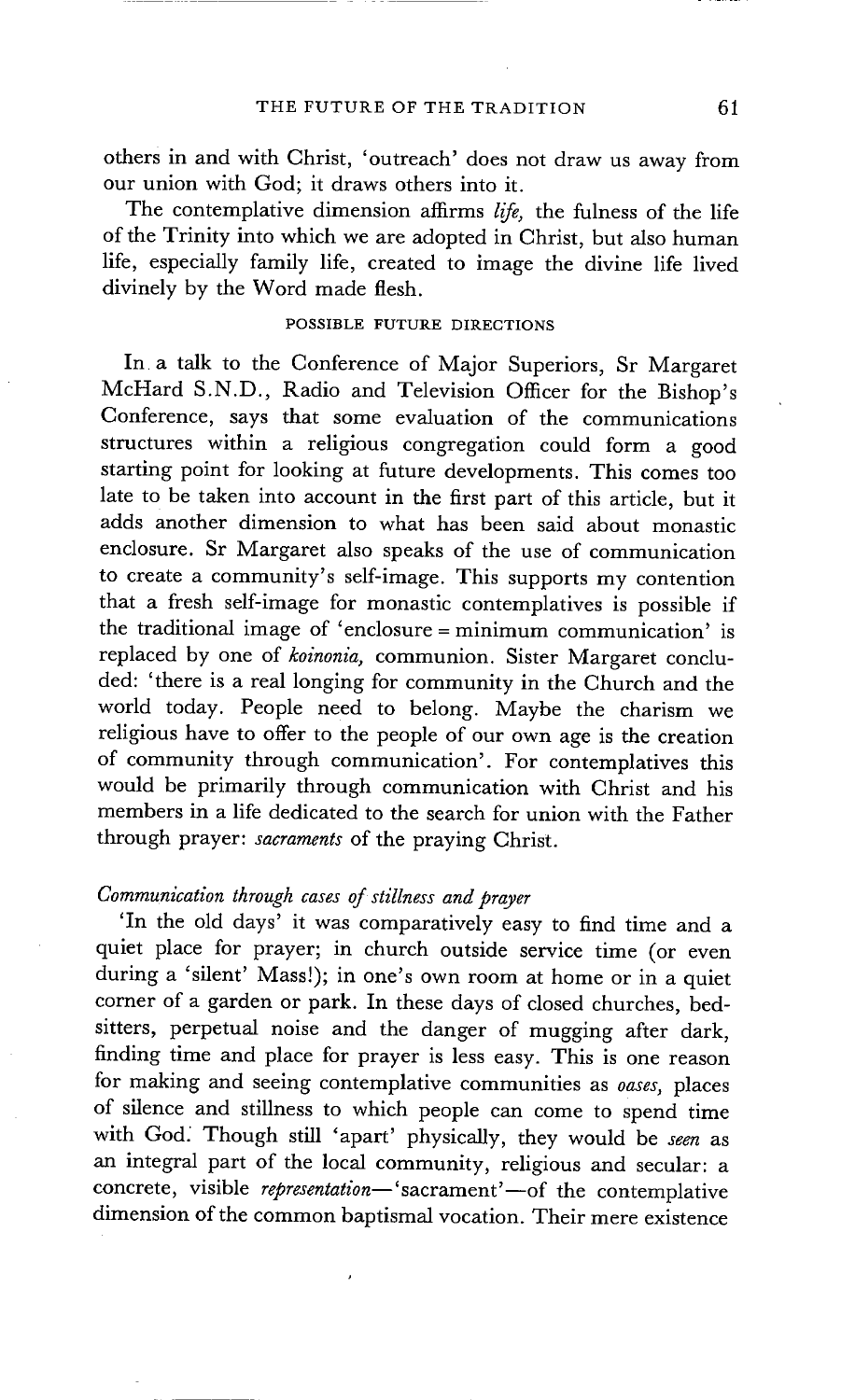others in and with Christ, 'outreach' does not draw us away from our union with God; it draws others into it.

The contemplative dimension affirms *life,* the fulness of the life of the Trinity into which we are adopted in Christ, but also human life, especially family life, created to image the divine life lived divinely by the Word made flesh.

## POSSIBLE FUTURE DIRECTIONS

In a talk to the Conference of Major Superiors, Sr Margaret McHard S.N.D., Radio and Television Officer for the Bishop's Conference, says that some evaluation of the communications structures within a religious congregation could form a good starting point for looking at future developments. This comes too late to be taken into account in the first part of this article, but it adds another dimension to what has been said about monastic enclosure. Sr Margaret also speaks of the use of communication to create a community's self-image. This supports my contention that a fresh self-image for monastic contemplatives is possible if the traditional image of 'enclosure = minimum communication' is replaced by one of *koinonia,* communion. Sister Margaret concluded: 'there is a real longing for community in the Church and the world today. People need to belong. Maybe the charism we religious have to offer to the people of our own age is the creation of community through communication'. For contemplatives this would be primarily through communication with Christ and his members in a life dedicated to the search for union with the Father through prayer: *sacraments* of the praying Christ.

### *Communication through cases of stillness and prayer*

'In the old days' it was comparatively easy to find time and a quiet place for prayer; in church outside service time (or even during a 'silent' Mass!); in one's own room at home or in a quiet corner of a garden or park. In these days of closed churches, bed-sitters, perpetual noise and the danger of mugging after dark, finding time and place for prayer is less easy. This is one reason for making and seeing contemplative communities as *oases,* places of silence and stillness to which people can come to spend time with God. Though still 'apart' physically, they would be *seen* as an integral part of the local community, religious and secular: a concrete, visible *representation*—'sacrament'—of the contemplative dimension of the common baptismal vocation. Their mere existence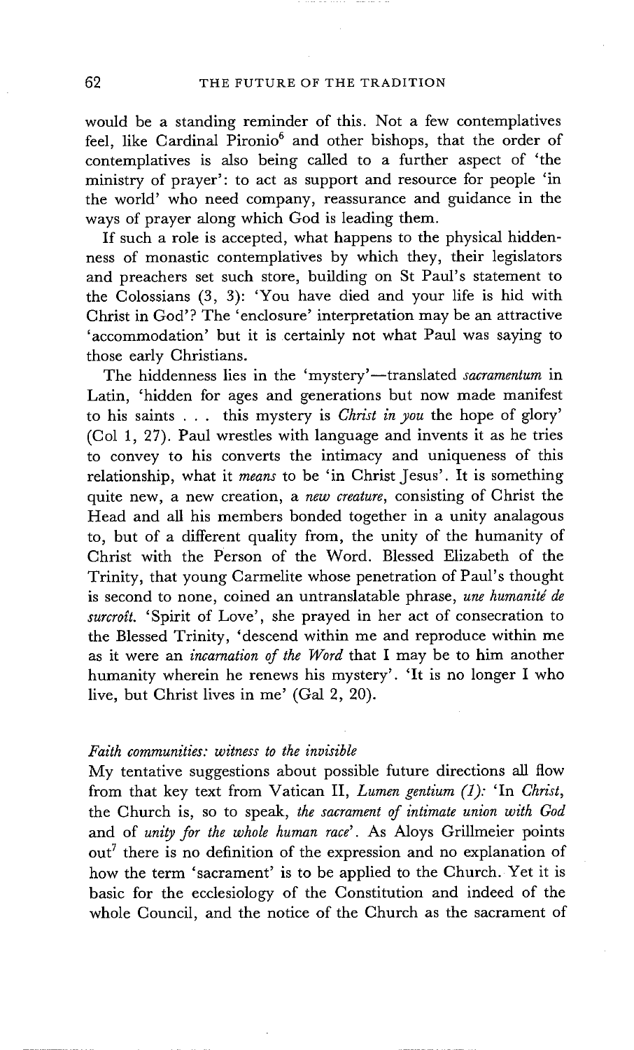would be a standing reminder of this. Not a few contemplatives feel, like Cardinal Pironio[6] and other bishops, that the order of contemplatives is also being called to a further aspect of 'the ministry of prayer': to act as support and resource for people 'in the world' who need company, reassurance and guidance in the ways of prayer along which God is leading them.

If such a role is accepted, what happens to the physical hiddenness of monastic contemplatives by which they, their legislators and preachers set such store, building on St Paul's statement to the Colossians (3, 3): 'You have died and your life is hid with Christ in God'? The 'enclosure' interpretation may be an attractive 'accommodation' but it is certainly not what Paul was saying to those early Christians.

The hiddenness lies in the 'mystery'—translated *sacramentum* in Latin, 'hidden for ages and generations but now made manifest to his saints . . . this mystery is *Christ in you* the hope of glory' (Col 1, 27). Paul wrestles with language and invents it as he tries to convey to his converts the intimacy and uniqueness of this relationship, what it *means* to be 'in Christ Jesus'. It is something quite new, a new creation, a *new creature*, consisting of Christ the Head and all his members bonded together in a unity analagous to, but of a different quality from, the unity of the humanity of Christ with the Person of the Word. Blessed Elizabeth of the Trinity, that young Carmelite whose penetration of Paul's thought is second to none, coined an untranslatable phrase, *une humanité de surcroît*. 'Spirit of Love', she prayed in her act of consecration to the Blessed Trinity, 'descend within me and reproduce within me as it were an *incarnation of the Word* that I may be to him another humanity wherein he renews his mystery'. 'It is no longer I who live, but Christ lives in me' (Gal 2, 20).

### *Faith communities: witness to the invisible*

My tentative suggestions about possible future directions all flow from that key text from Vatican II, *Lumen gentium (1)*: 'In *Christ*, the Church is, so to speak, *the sacrament of intimate union with God* and of *unity for the whole human race*'. As Aloys Grillmeier points out[7] there is no definition of the expression and no explanation of how the term 'sacrament' is to be applied to the Church. Yet it is basic for the ecclesiology of the Constitution and indeed of the whole Council, and the notice of the Church as the sacrament of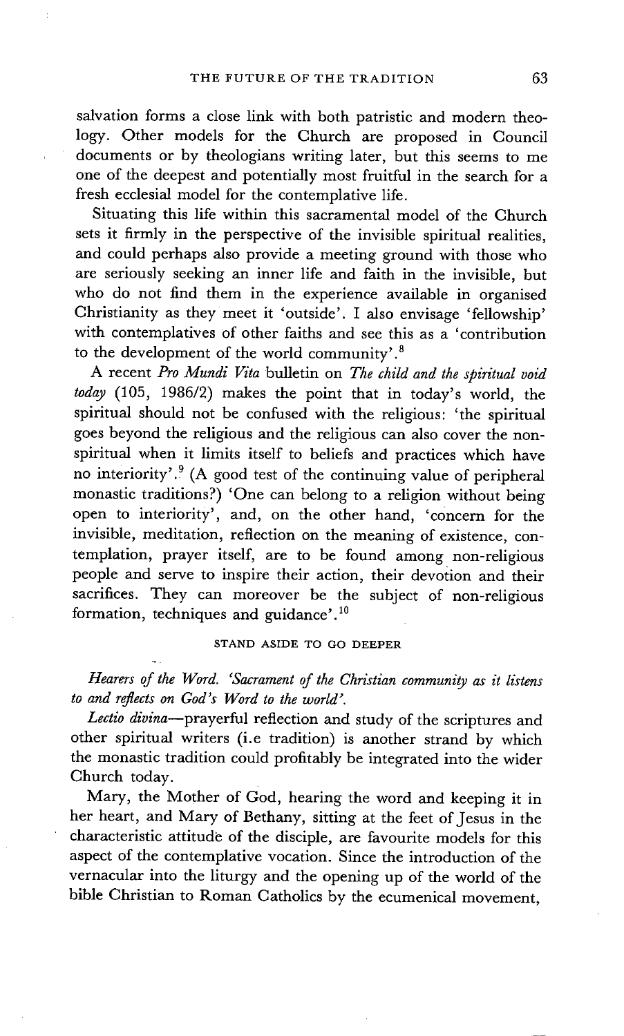salvation forms a close link with both patristic and modern theology. Other models for the Church are proposed in Council documents or by theologians writing later, but this seems to me one of the deepest and potentially most fruitful in the search for a fresh ecclesial model for the contemplative life.

Situating this life within this sacramental model of the Church sets it firmly in the perspective of the invisible spiritual realities, and could perhaps also provide a meeting ground with those who are seriously seeking an inner life and faith in the invisible, but who do not find them in the experience available in organised Christianity as they meet it 'outside'. I also envisage 'fellowship' with contemplatives of other faiths and see this as a 'contribution to the development of the world community'.[8]

A recent *Pro Mundi Vita* bulletin on *The child and the spiritual void today* (105, 1986/2) makes the point that in today's world, the spiritual should not be confused with the religious: 'the spiritual goes beyond the religious and the religious can also cover the non-spiritual when it limits itself to beliefs and practices which have no interiority'.[9] (A good test of the continuing value of peripheral monastic traditions?) 'One can belong to a religion without being open to interiority', and, on the other hand, 'concern for the invisible, meditation, reflection on the meaning of existence, contemplation, prayer itself, are to be found among non-religious people and serve to inspire their action, their devotion and their sacrifices. They can moreover be the subject of non-religious formation, techniques and guidance'.[10]

### STAND ASIDE TO GO DEEPER

*Hearers of the Word. 'Sacrament of the Christian community as it listens to and reflects on God's Word to the world'.*

*Lectio divina*—prayerful reflection and study of the scriptures and other spiritual writers (i.e tradition) is another strand by which the monastic tradition could profitably be integrated into the wider Church today.

Mary, the Mother of God, hearing the word and keeping it in her heart, and Mary of Bethany, sitting at the feet of Jesus in the characteristic attitude of the disciple, are favourite models for this aspect of the contemplative vocation. Since the introduction of the vernacular into the liturgy and the opening up of the world of the bible Christian to Roman Catholics by the ecumenical movement,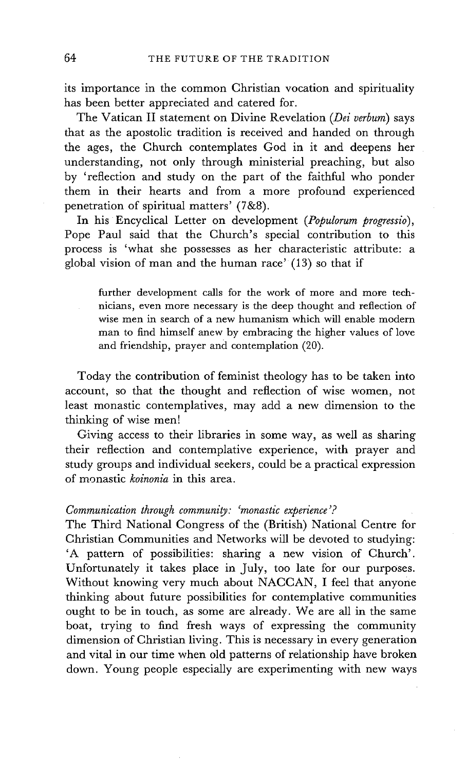its importance in the common Christian vocation and spirituality has been better appreciated and catered for.

The Vatican II statement on Divine Revelation (*Dei verbum*) says that as the apostolic tradition is received and handed on through the ages, the Church contemplates God in it and deepens her understanding, not only through ministerial preaching, but also by 'reflection and study on the part of the faithful who ponder them in their hearts and from a more profound experienced penetration of spiritual matters' (7&8).

In his Encyclical Letter on development (*Populorum progressio*), Pope Paul said that the Church's special contribution to this process is 'what she possesses as her characteristic attribute: a global vision of man and the human race' (13) so that if

> further development calls for the work of more and more technicians, even more necessary is the deep thought and reflection of wise men in search of a new humanism which will enable modern man to find himself anew by embracing the higher values of love and friendship, prayer and contemplation (20).

Today the contribution of feminist theology has to be taken into account, so that the thought and reflection of wise women, not least monastic contemplatives, may add a new dimension to the thinking of wise men!

Giving access to their libraries in some way, as well as sharing their reflection and contemplative experience, with prayer and study groups and individual seekers, could be a practical expression of monastic *koinonia* in this area.

*Communication through community: 'monastic experience'?*

The Third National Congress of the (British) National Centre for Christian Communities and Networks will be devoted to studying: 'A pattern of possibilities: sharing a new vision of Church'. Unfortunately it takes place in July, too late for our purposes. Without knowing very much about NACCAN, I feel that anyone thinking about future possibilities for contemplative communities ought to be in touch, as some are already. We are all in the same boat, trying to find fresh ways of expressing the community dimension of Christian living. This is necessary in every generation and vital in our time when old patterns of relationship have broken down. Young people especially are experimenting with new ways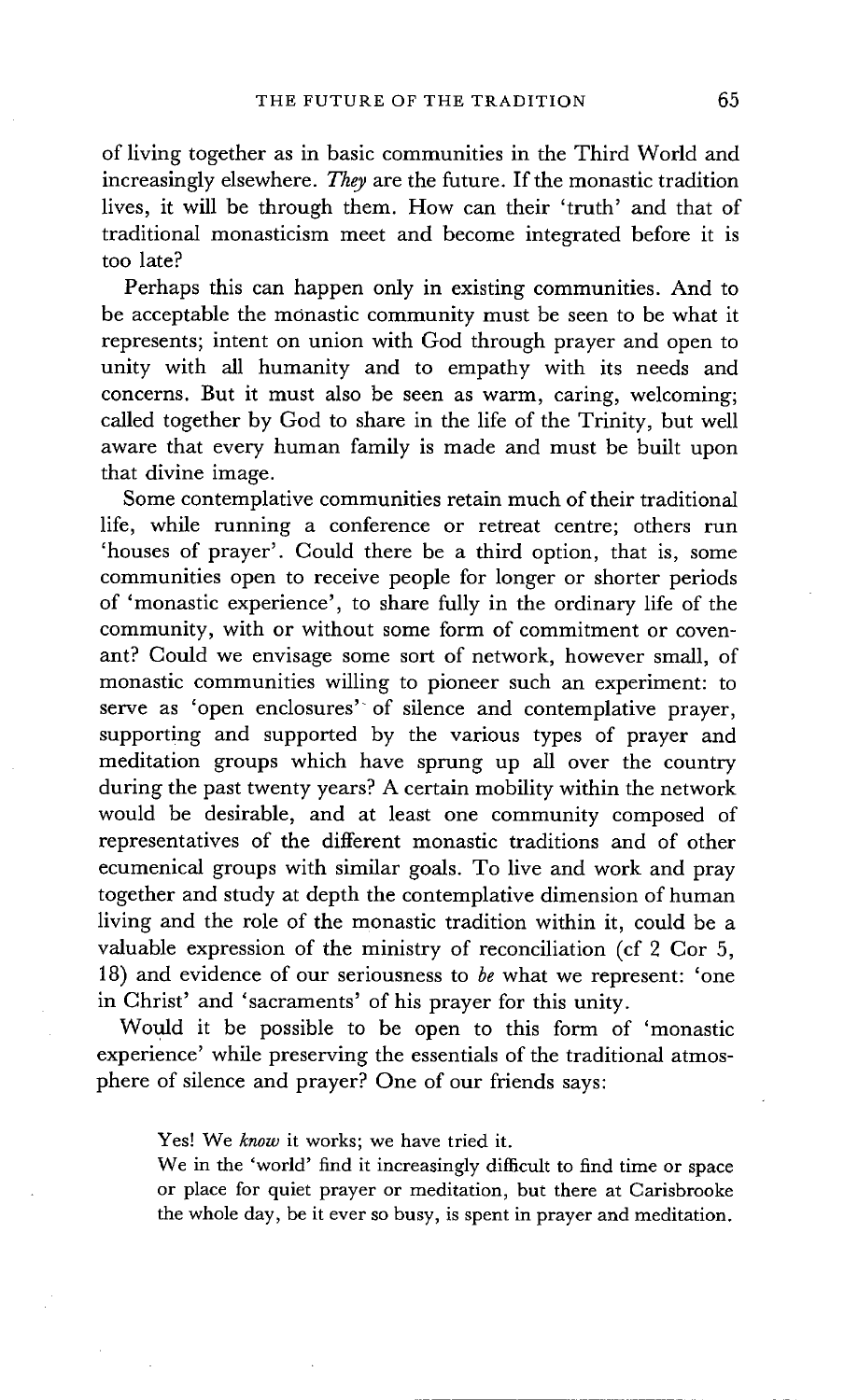of living together as in basic communities in the Third World and increasingly elsewhere. *They* are the future. If the monastic tradition lives, it will be through them. How can their 'truth' and that of traditional monasticism meet and become integrated before it is too late?

Perhaps this can happen only in existing communities. And to be acceptable the monastic community must be seen to be what it represents; intent on union with God through prayer and open to unity with all humanity and to empathy with its needs and concerns. But it must also be seen as warm, caring, welcoming; called together by God to share in the life of the Trinity, but well aware that every human family is made and must be built upon that divine image.

Some contemplative communities retain much of their traditional life, while running a conference or retreat centre; others run 'houses of prayer'. Could there be a third option, that is, some communities open to receive people for longer or shorter periods of 'monastic experience', to share fully in the ordinary life of the community, with or without some form of commitment or covenant? Could we envisage some sort of network, however small, of monastic communities willing to pioneer such an experiment: to serve as 'open enclosures' of silence and contemplative prayer, supporting and supported by the various types of prayer and meditation groups which have sprung up all over the country during the past twenty years? A certain mobility within the network would be desirable, and at least one community composed of representatives of the different monastic traditions and of other ecumenical groups with similar goals. To live and work and pray together and study at depth the contemplative dimension of human living and the role of the monastic tradition within it, could be a valuable expression of the ministry of reconciliation (cf 2 Cor 5, 18) and evidence of our seriousness to *be* what we represent: 'one in Christ' and 'sacraments' of his prayer for this unity.

Would it be possible to be open to this form of 'monastic experience' while preserving the essentials of the traditional atmosphere of silence and prayer? One of our friends says:

> Yes! We *know* it works; we have tried it.
>
> We in the 'world' find it increasingly difficult to find time or space or place for quiet prayer or meditation, but there at Carisbrooke the whole day, be it ever so busy, is spent in prayer and meditation.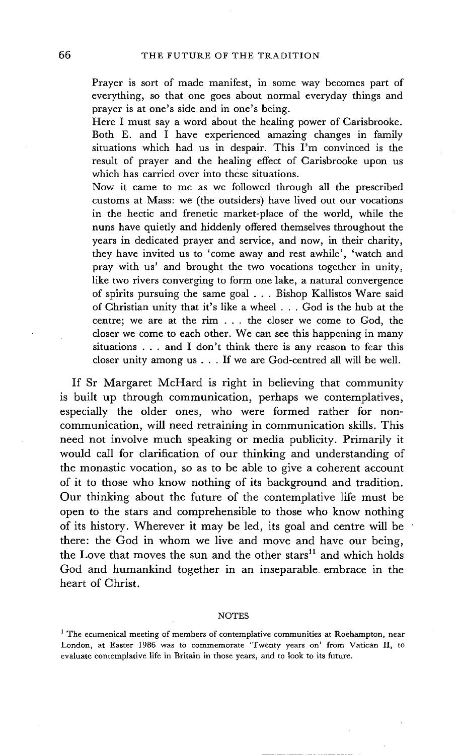Prayer is sort of made manifest, in some way becomes part of everything, so that one goes about normal everyday things and prayer is at one's side and in one's being.

Here I must say a word about the healing power of Carisbrooke. Both E. and I have experienced amazing changes in family situations which had us in despair. This I'm convinced is the result of prayer and the healing effect of Carisbrooke upon us which has carried over into these situations.

Now it came to me as we followed through all the prescribed customs at Mass: we (the outsiders) have lived out our vocations in the hectic and frenetic market-place of the world, while the nuns have quietly and hiddenly offered themselves throughout the years in dedicated prayer and service, and now, in their charity, they have invited us to 'come away and rest awhile', 'watch and pray with us' and brought the two vocations together in unity, like two rivers converging to form one lake, a natural convergence of spirits pursuing the same goal . . . Bishop Kallistos Ware said of Christian unity that it's like a wheel . . . God is the hub at the centre; we are at the rim . . . the closer we come to God, the closer we come to each other. We can see this happening in many situations . . . and I don't think there is any reason to fear this closer unity among us . . . If we are God-centred all will be well.

If Sr Margaret McHard is right in believing that community is built up through communication, perhaps we contemplatives, especially the older ones, who were formed rather for non-communication, will need retraining in communication skills. This need not involve much speaking or media publicity. Primarily it would call for clarification of our thinking and understanding of the monastic vocation, so as to be able to give a coherent account of it to those who know nothing of its background and tradition. Our thinking about the future of the contemplative life must be open to the stars and comprehensible to those who know nothing of its history. Wherever it may be led, its goal and centre will be there: the God in whom we live and move and have our being, the Love that moves the sun and the other stars[11] and which holds God and humankind together in an inseparable embrace in the heart of Christ.

## NOTES

[1] The ecumenical meeting of members of contemplative communities at Roehampton, near London, at Easter 1986 was to commemorate 'Twenty years on' from Vatican II, to evaluate contemplative life in Britain in those years, and to look to its future.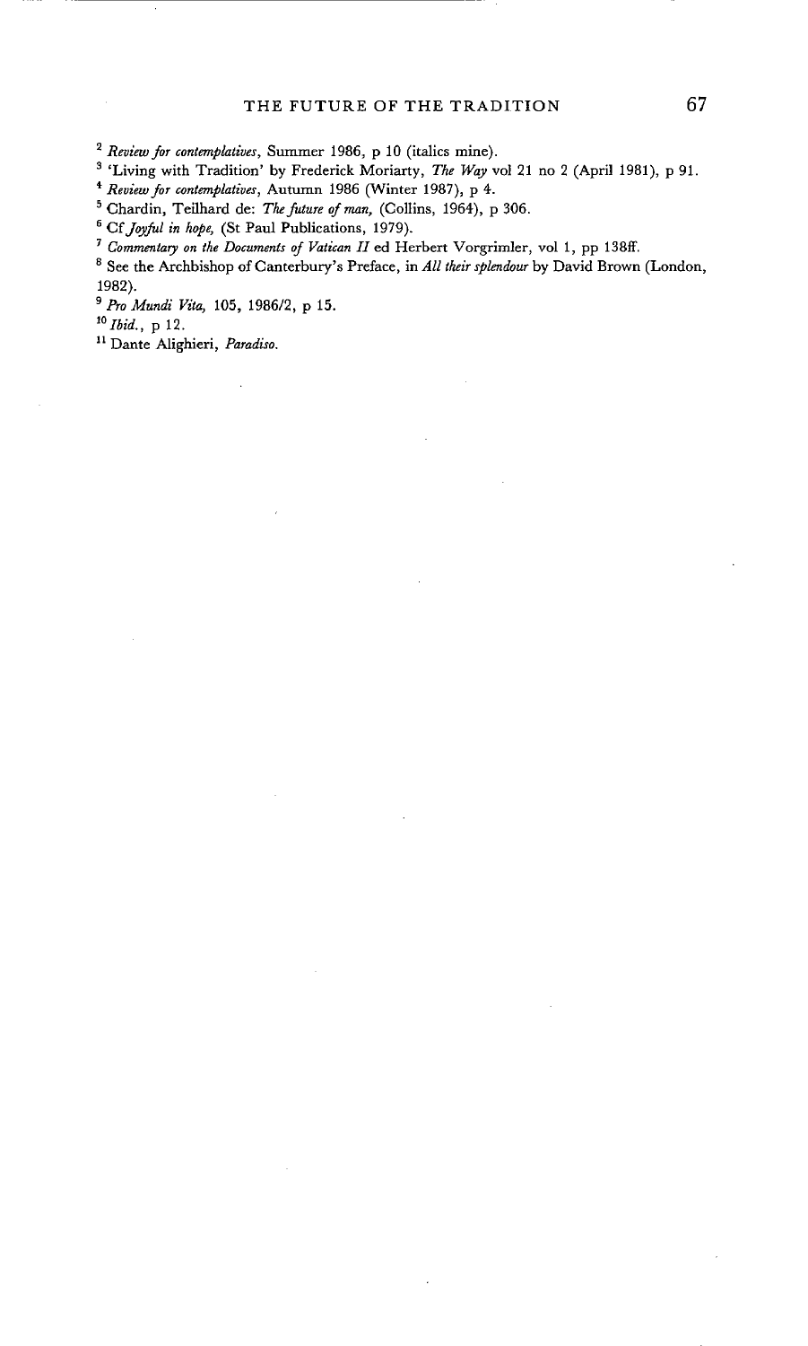[2] *Review for contemplatives*, Summer 1986, p 10 (italics mine).

[3] 'Living with Tradition' by Frederick Moriarty, *The Way* vol 21 no 2 (April 1981), p 91.

[4] *Review for contemplatives*, Autumn 1986 (Winter 1987), p 4.

[5] Chardin, Teilhard de: *The future of man*, (Collins, 1964), p 306.

[6] Cf *Joyful in hope*, (St Paul Publications, 1979).

[7] *Commentary on the Documents of Vatican II* ed Herbert Vorgrimler, vol 1, pp 138ff.

[8] See the Archbishop of Canterbury's Preface, in *All their splendour* by David Brown (London, 1982).

[9] *Pro Mundi Vita*, 105, 1986/2, p 15.

[10] *Ibid.*, p 12.

[11] Dante Alighieri, *Paradiso*.